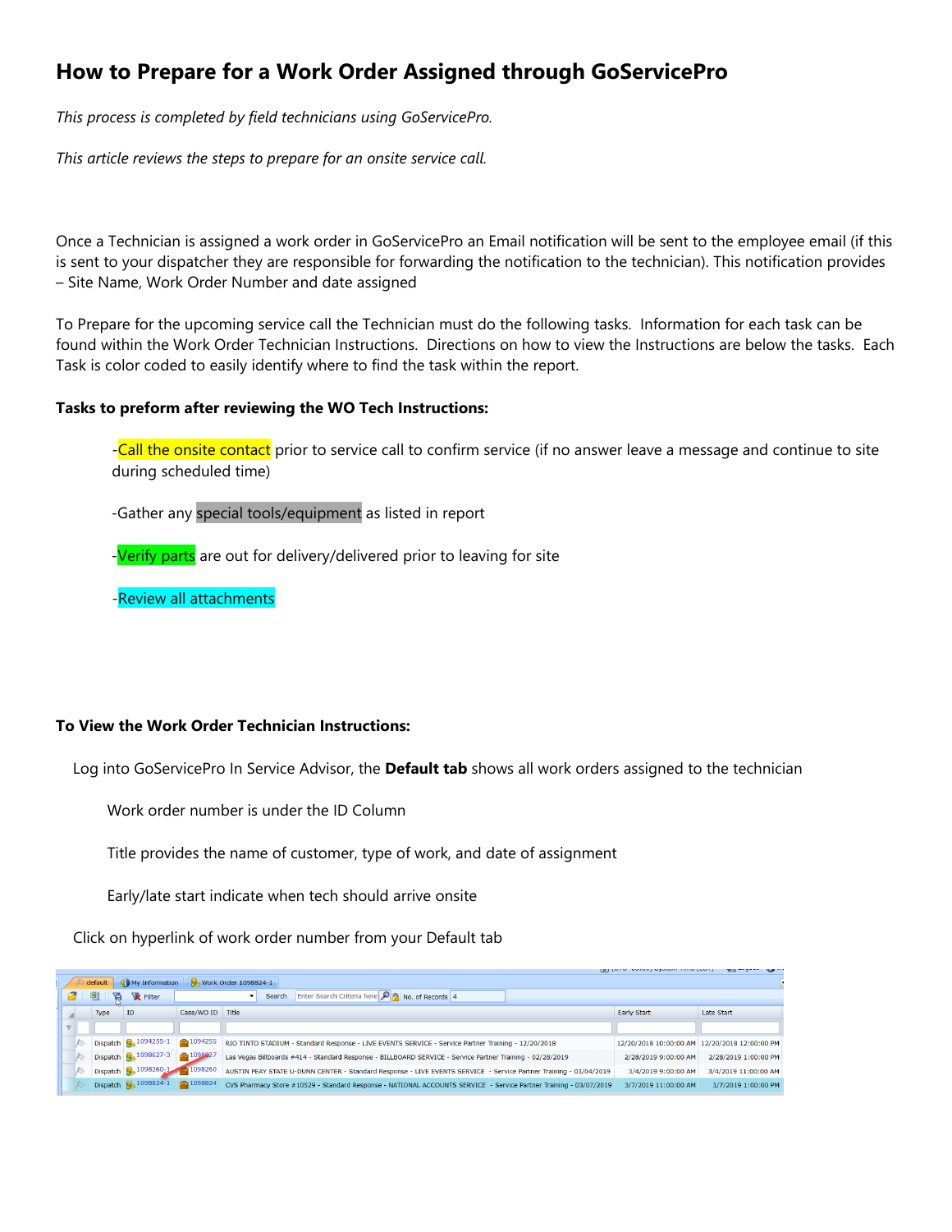# How to Prepare for a Work Order Assigned through GoServicePro

*This process is completed by field technicians using GoServicePro.*

*This article reviews the steps to prepare for an onsite service call.*

Once a Technician is assigned a work order in GoServicePro an Email notification will be sent to the employee email (if this is sent to your dispatcher they are responsible for forwarding the notification to the technician). This notification provides – Site Name, Work Order Number and date assigned

To Prepare for the upcoming service call the Technician must do the following tasks. Information for each task can be found within the Work Order Technician Instructions. Directions on how to view the Instructions are below the tasks. Each Task is color coded to easily identify where to find the task within the report.

**Tasks to preform after reviewing the WO Tech Instructions:**

-Call the onsite contact prior to service call to confirm service (if no answer leave a message and continue to site during scheduled time)

-Gather any special tools/equipment as listed in report

-Verify parts are out for delivery/delivered prior to leaving for site

-Review all attachments

**To View the Work Order Technician Instructions:**

Log into GoServicePro In Service Advisor, the **Default tab** shows all work orders assigned to the technician

Work order number is under the ID Column

Title provides the name of customer, type of work, and date of assignment

Early/late start indicate when tech should arrive onsite

Click on hyperlink of work order number from your Default tab

| Type | ID | Case/WO ID | Title | Early Start | Late Start |
|---|---|---|---|---|---|
| Dispatch | 1094255-1 | 1094255 | RIO TINTO STADIUM - Standard Response - LIVE EVENTS SERVICE - Service Partner Training - 12/20/2018 | 12/20/2018 10:00:00 AM | 12/20/2018 12:00:00 PM |
| Dispatch | 1098627-3 | 1098627 | Las Vegas Billboards #414 - Standard Response - BILLBOARD SERVICE - Service Partner Training - 02/28/2019 | 2/28/2019 9:00:00 AM | 2/28/2019 1:00:00 PM |
| Dispatch | 1098260-1 | 1098260 | AUSTIN PEAY STATE U-DUNN CENTER - Standard Response - LIVE EVENTS SERVICE - Service Partner Training - 03/04/2019 | 3/4/2019 9:00:00 AM | 3/4/2019 11:00:00 AM |
| Dispatch | 1098824-1 | 1098824 | CVS Pharmacy Store #10529 - Standard Response - NATIONAL ACCOUNTS SERVICE - Service Partner Training - 03/07/2019 | 3/7/2019 11:00:00 AM | 3/7/2019 1:00:00 PM |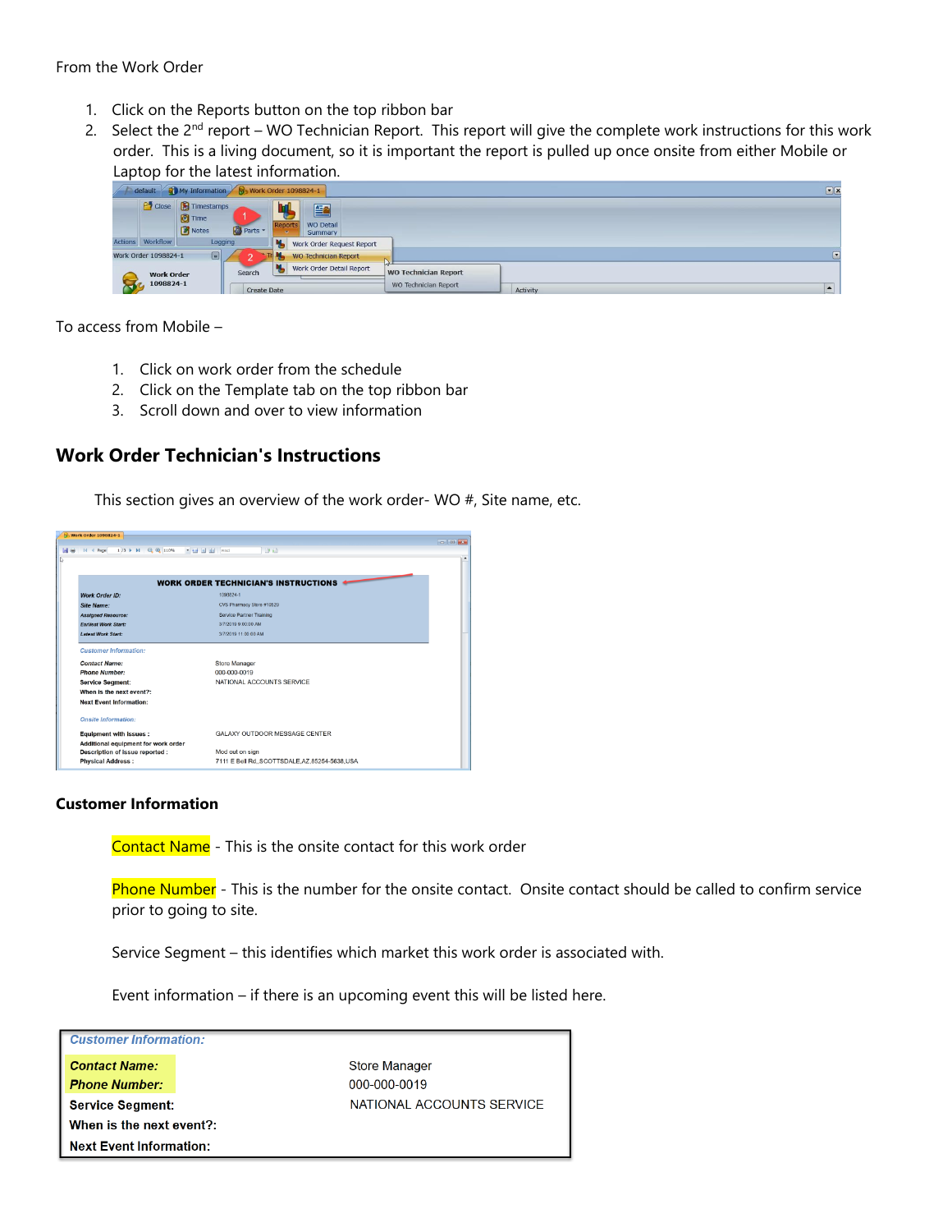From the Work Order

1. Click on the Reports button on the top ribbon bar
2. Select the 2nd report – WO Technician Report. This report will give the complete work instructions for this work order. This is a living document, so it is important the report is pulled up once onsite from either Mobile or Laptop for the latest information.

To access from Mobile –

1. Click on work order from the schedule
2. Click on the Template tab on the top ribbon bar
3. Scroll down and over to view information

## Work Order Technician's Instructions

This section gives an overview of the work order- WO #, Site name, etc.

### Customer Information

Contact Name - This is the onsite contact for this work order

Phone Number - This is the number for the onsite contact. Onsite contact should be called to confirm service prior to going to site.

Service Segment – this identifies which market this work order is associated with.

Event information – if there is an upcoming event this will be listed here.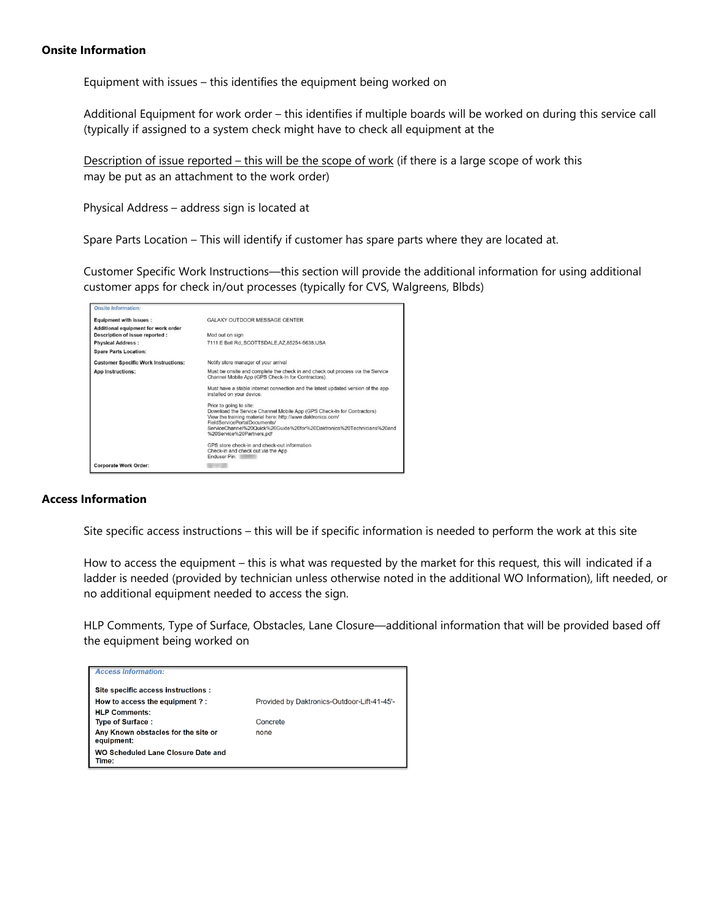**Onsite Information**

Equipment with issues – this identifies the equipment being worked on

Additional Equipment for work order – this identifies if multiple boards will be worked on during this service call (typically if assigned to a system check might have to check all equipment at the

Description of issue reported – this will be the scope of work (if there is a large scope of work this may be put as an attachment to the work order)

Physical Address – address sign is located at

Spare Parts Location – This will identify if customer has spare parts where they are located at.

Customer Specific Work Instructions—this section will provide the additional information for using additional customer apps for check in/out processes (typically for CVS, Walgreens, Blbds)

| *Onsite Information:* | |
| --- | --- |
| **Equipment with issues :** | GALAXY OUTDOOR MESSAGE CENTER |
| **Additional equipment for work order** | |
| **Description of issue reported :** | Mod out on sign |
| **Physical Address :** | 7111 E Bell Rd,,SCOTTSDALE,AZ,85254-5638,USA |
| **Spare Parts Location:** | |
| **Customer Specific Work Instructions:** | Notify store manager of your arrival |
| **App Instructions:** | Must be onsite and complete the check in and check out process via the Service Channel Mobile App (GPS Check-In for Contractors). Must have a stable internet connection and the latest updated version of the app installed on your device. Prior to going to site: Download the Service Channel Mobile App (GPS Check-In for Contractors) View the training material here: http://www.daktronics.com/FieldServicePortalDocuments/ServiceChannel%20Quick%20Guide%20for%20Daktronics%20Technicians%20and%20Service%20Partners.pdf GPS store check-in and check-out information Check-in and check out via the App Enduser Pin: |
| **Corporate Work Order:** | |

**Access Information**

Site specific access instructions – this will be if specific information is needed to perform the work at this site

How to access the equipment – this is what was requested by the market for this request, this will indicated if a ladder is needed (provided by technician unless otherwise noted in the additional WO Information), lift needed, or no additional equipment needed to access the sign.

HLP Comments, Type of Surface, Obstacles, Lane Closure—additional information that will be provided based off the equipment being worked on

| *Access Information:* | |
| --- | --- |
| **Site specific access instructions :** | |
| **How to access the equipment ? :** | Provided by Daktronics-Outdoor-Lift-41-45'- |
| **HLP Comments:** | |
| **Type of Surface :** | Concrete |
| **Any Known obstacles for the site or equipment:** | none |
| **WO Scheduled Lane Closure Date and Time:** | |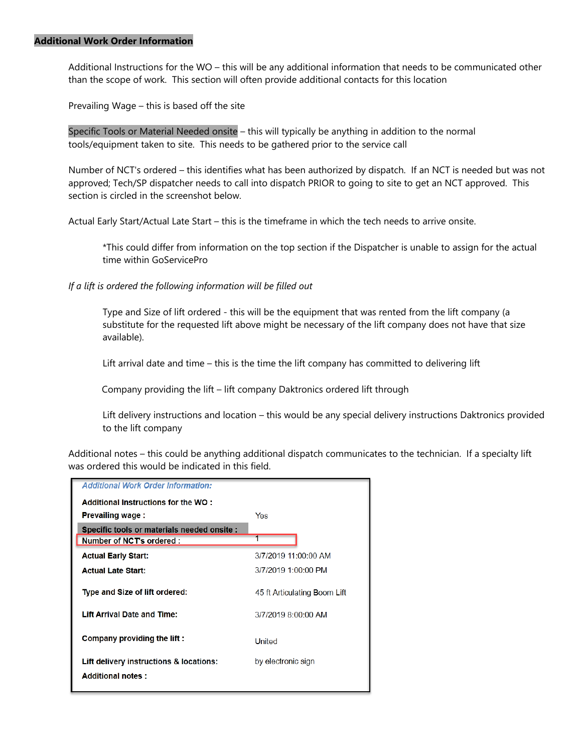## Additional Work Order Information

Additional Instructions for the WO – this will be any additional information that needs to be communicated other than the scope of work. This section will often provide additional contacts for this location

Prevailing Wage – this is based off the site

Specific Tools or Material Needed onsite – this will typically be anything in addition to the normal tools/equipment taken to site. This needs to be gathered prior to the service call

Number of NCT's ordered – this identifies what has been authorized by dispatch. If an NCT is needed but was not approved; Tech/SP dispatcher needs to call into dispatch PRIOR to going to site to get an NCT approved. This section is circled in the screenshot below.

Actual Early Start/Actual Late Start – this is the timeframe in which the tech needs to arrive onsite.

> *This could differ from information on the top section if the Dispatcher is unable to assign for the actual time within GoServicePro

*If a lift is ordered the following information will be filled out*

> Type and Size of lift ordered - this will be the equipment that was rented from the lift company (a substitute for the requested lift above might be necessary of the lift company does not have that size available).
>
> Lift arrival date and time – this is the time the lift company has committed to delivering lift
>
> Company providing the lift – lift company Daktronics ordered lift through
>
> Lift delivery instructions and location – this would be any special delivery instructions Daktronics provided to the lift company

Additional notes – this could be anything additional dispatch communicates to the technician. If a specialty lift was ordered this would be indicated in this field.

*Additional Work Order Information:*

| Field | Value |
|---|---|
| **Additional Instructions for the WO :** | |
| **Prevailing wage :** | Yes |
| **Specific tools or materials needed onsite :** | |
| **Number of NCT's ordered :** | 1 |
| **Actual Early Start:** | 3/7/2019 11:00:00 AM |
| **Actual Late Start:** | 3/7/2019 1:00:00 PM |
| **Type and Size of lift ordered:** | 45 ft Articulating Boom Lift |
| **Lift Arrival Date and Time:** | 3/7/2019 8:00:00 AM |
| **Company providing the lift :** | United |
| **Lift delivery instructions & locations:** | by electronic sign |
| **Additional notes :** | |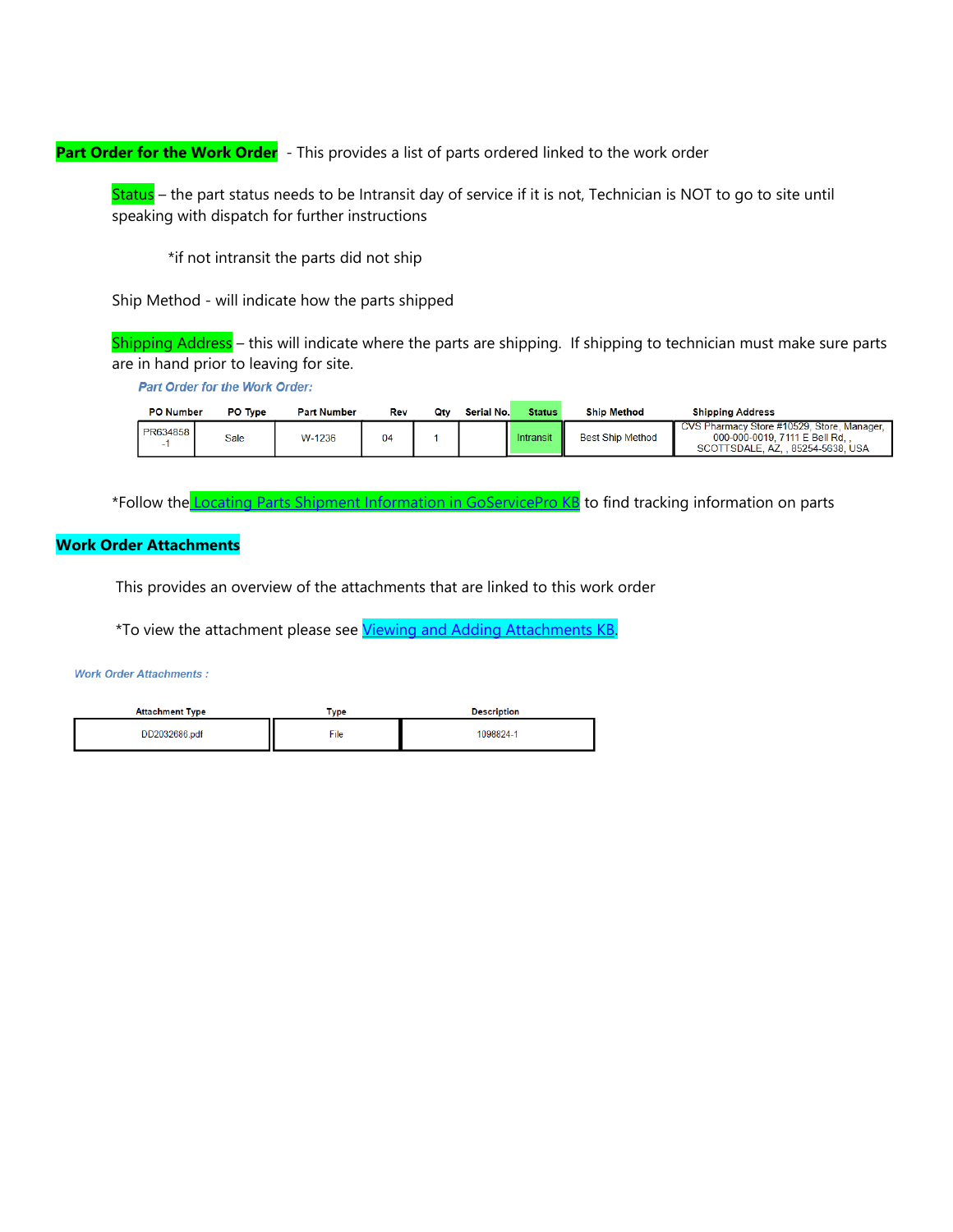**Part Order for the Work Order** - This provides a list of parts ordered linked to the work order

Status – the part status needs to be Intransit day of service if it is not, Technician is NOT to go to site until speaking with dispatch for further instructions

*if not intransit the parts did not ship

Ship Method - will indicate how the parts shipped

Shipping Address – this will indicate where the parts are shipping. If shipping to technician must make sure parts are in hand prior to leaving for site.

*Part Order for the Work Order:*

| PO Number | PO Type | Part Number | Rev | Qty | Serial No. | Status | Ship Method | Shipping Address |
|---|---|---|---|---|---|---|---|---|
| PR634858-1 | Sale | W-1236 | 04 | 1 | | Intransit | Best Ship Method | CVS Pharmacy Store #10529, Store, Manager, 000-000-0019, 7111 E Bell Rd, , SCOTTSDALE, AZ, , 85254-5638, USA |

*Follow the Locating Parts Shipment Information in GoServicePro KB to find tracking information on parts

**Work Order Attachments**

This provides an overview of the attachments that are linked to this work order

*To view the attachment please see Viewing and Adding Attachments KB.

*Work Order Attachments :*

| Attachment Type | Type | Description |
|---|---|---|
| DD2032686.pdf | File | 1098824-1 |